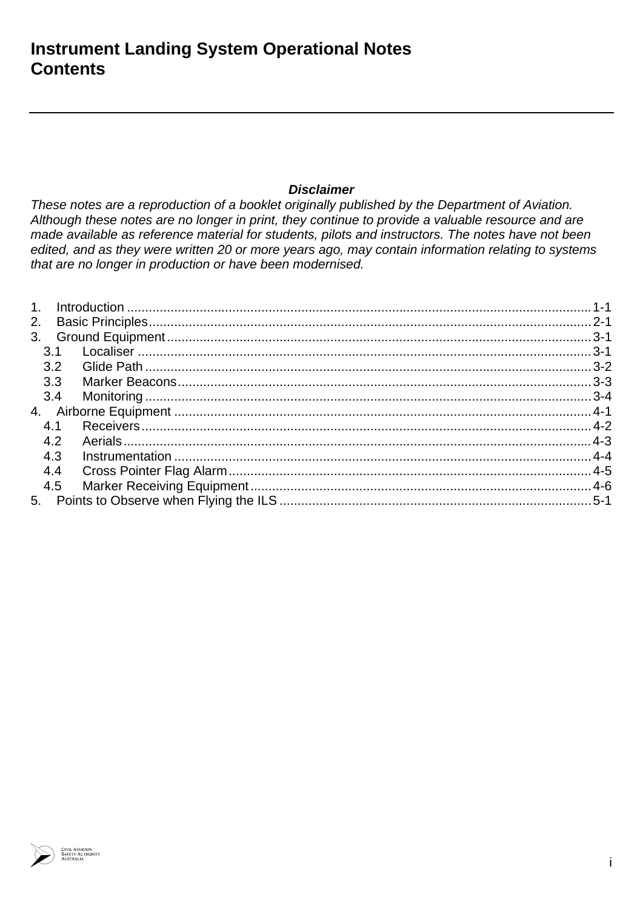# Instrument Landing System Operational Notes
# Contents

***Disclaimer***

*These notes are a reproduction of a booklet originally published by the Department of Aviation. Although these notes are no longer in print, they continue to provide a valuable resource and are made available as reference material for students, pilots and instructors. The notes have not been edited, and as they were written 20 or more years ago, may contain information relating to systems that are no longer in production or have been modernised.*

1. Introduction ........ 1-1
2. Basic Principles ........ 2-1
3. Ground Equipment ........ 3-1
   - 3.1 Localiser ........ 3-1
   - 3.2 Glide Path ........ 3-2
   - 3.3 Marker Beacons ........ 3-3
   - 3.4 Monitoring ........ 3-4
4. Airborne Equipment ........ 4-1
   - 4.1 Receivers ........ 4-2
   - 4.2 Aerials ........ 4-3
   - 4.3 Instrumentation ........ 4-4
   - 4.4 Cross Pointer Flag Alarm ........ 4-5
   - 4.5 Marker Receiving Equipment ........ 4-6
5. Points to Observe when Flying the ILS ........ 5-1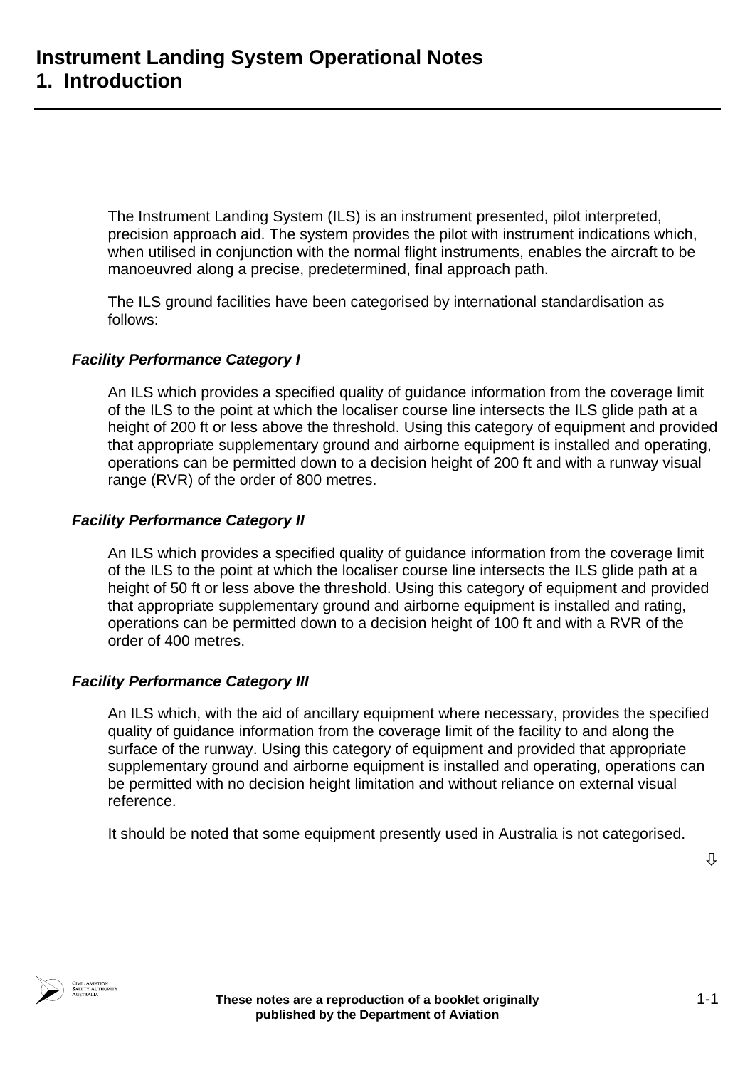# Instrument Landing System Operational Notes
# 1. Introduction

The Instrument Landing System (ILS) is an instrument presented, pilot interpreted, precision approach aid. The system provides the pilot with instrument indications which, when utilised in conjunction with the normal flight instruments, enables the aircraft to be manoeuvred along a precise, predetermined, final approach path.

The ILS ground facilities have been categorised by international standardisation as follows:

***Facility Performance Category I***

An ILS which provides a specified quality of guidance information from the coverage limit of the ILS to the point at which the localiser course line intersects the ILS glide path at a height of 200 ft or less above the threshold. Using this category of equipment and provided that appropriate supplementary ground and airborne equipment is installed and operating, operations can be permitted down to a decision height of 200 ft and with a runway visual range (RVR) of the order of 800 metres.

***Facility Performance Category II***

An ILS which provides a specified quality of guidance information from the coverage limit of the ILS to the point at which the localiser course line intersects the ILS glide path at a height of 50 ft or less above the threshold. Using this category of equipment and provided that appropriate supplementary ground and airborne equipment is installed and rating, operations can be permitted down to a decision height of 100 ft and with a RVR of the order of 400 metres.

***Facility Performance Category III***

An ILS which, with the aid of ancillary equipment where necessary, provides the specified quality of guidance information from the coverage limit of the facility to and along the surface of the runway. Using this category of equipment and provided that appropriate supplementary ground and airborne equipment is installed and operating, operations can be permitted with no decision height limitation and without reliance on external visual reference.

It should be noted that some equipment presently used in Australia is not categorised.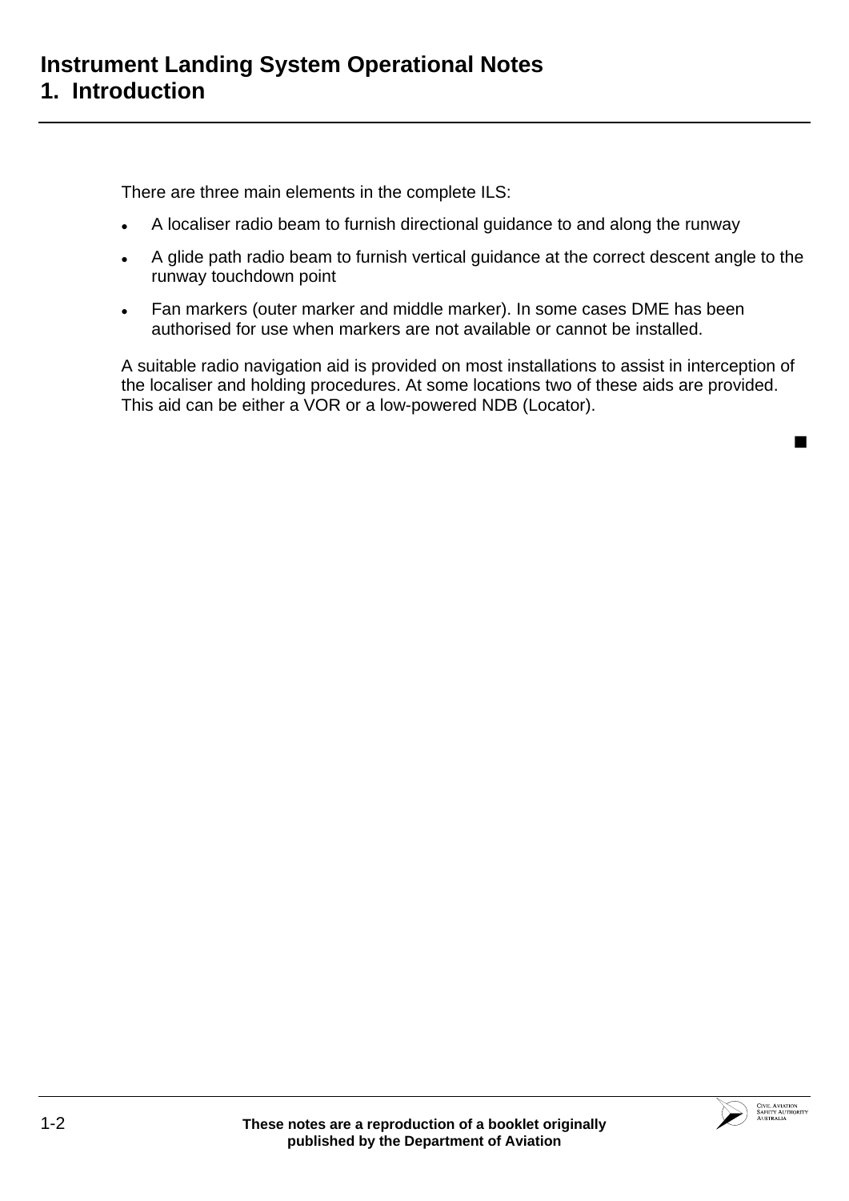# Instrument Landing System Operational Notes
## 1. Introduction

There are three main elements in the complete ILS:

- A localiser radio beam to furnish directional guidance to and along the runway
- A glide path radio beam to furnish vertical guidance at the correct descent angle to the runway touchdown point
- Fan markers (outer marker and middle marker). In some cases DME has been authorised for use when markers are not available or cannot be installed.

A suitable radio navigation aid is provided on most installations to assist in interception of the localiser and holding procedures. At some locations two of these aids are provided. This aid can be either a VOR or a low-powered NDB (Locator).

■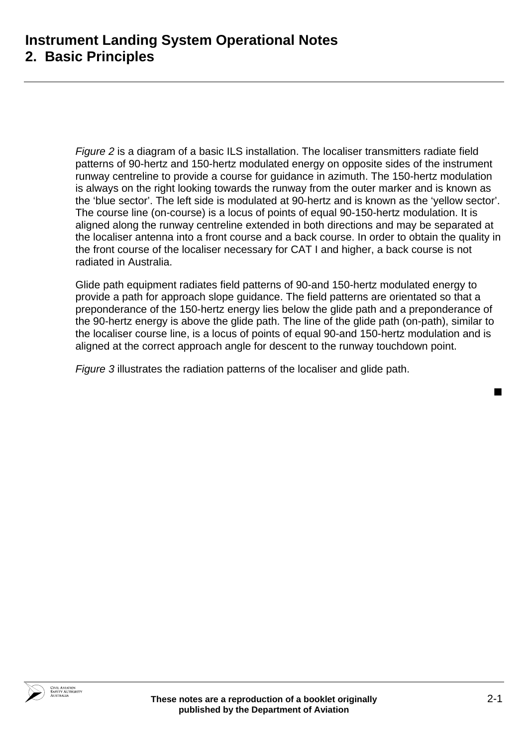# Instrument Landing System Operational Notes
## 2. Basic Principles

*Figure 2* is a diagram of a basic ILS installation. The localiser transmitters radiate field patterns of 90-hertz and 150-hertz modulated energy on opposite sides of the instrument runway centreline to provide a course for guidance in azimuth. The 150-hertz modulation is always on the right looking towards the runway from the outer marker and is known as the 'blue sector'. The left side is modulated at 90-hertz and is known as the 'yellow sector'. The course line (on-course) is a locus of points of equal 90-150-hertz modulation. It is aligned along the runway centreline extended in both directions and may be separated at the localiser antenna into a front course and a back course. In order to obtain the quality in the front course of the localiser necessary for CAT I and higher, a back course is not radiated in Australia.

Glide path equipment radiates field patterns of 90-and 150-hertz modulated energy to provide a path for approach slope guidance. The field patterns are orientated so that a preponderance of the 150-hertz energy lies below the glide path and a preponderance of the 90-hertz energy is above the glide path. The line of the glide path (on-path), similar to the localiser course line, is a locus of points of equal 90-and 150-hertz modulation and is aligned at the correct approach angle for descent to the runway touchdown point.

*Figure 3* illustrates the radiation patterns of the localiser and glide path.

■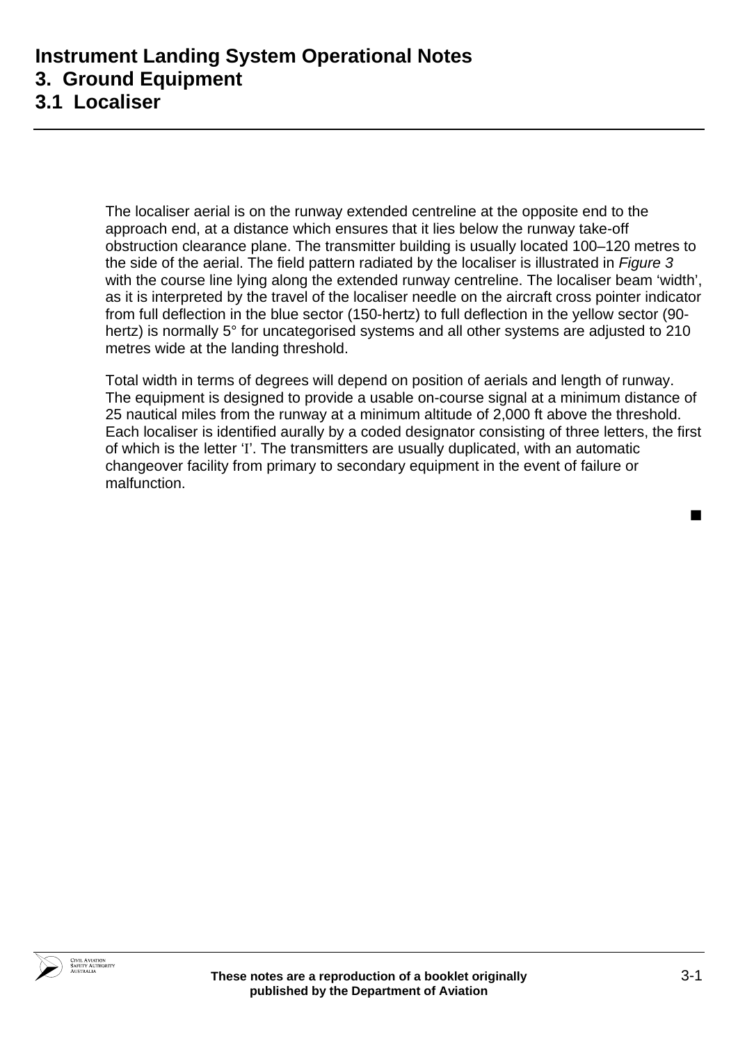# Instrument Landing System Operational Notes
## 3. Ground Equipment
### 3.1 Localiser

The localiser aerial is on the runway extended centreline at the opposite end to the approach end, at a distance which ensures that it lies below the runway take-off obstruction clearance plane. The transmitter building is usually located 100–120 metres to the side of the aerial. The field pattern radiated by the localiser is illustrated in *Figure 3* with the course line lying along the extended runway centreline. The localiser beam 'width', as it is interpreted by the travel of the localiser needle on the aircraft cross pointer indicator from full deflection in the blue sector (150-hertz) to full deflection in the yellow sector (90-hertz) is normally 5° for uncategorised systems and all other systems are adjusted to 210 metres wide at the landing threshold.

Total width in terms of degrees will depend on position of aerials and length of runway. The equipment is designed to provide a usable on-course signal at a minimum distance of 25 nautical miles from the runway at a minimum altitude of 2,000 ft above the threshold. Each localiser is identified aurally by a coded designator consisting of three letters, the first of which is the letter 'I'. The transmitters are usually duplicated, with an automatic changeover facility from primary to secondary equipment in the event of failure or malfunction.

■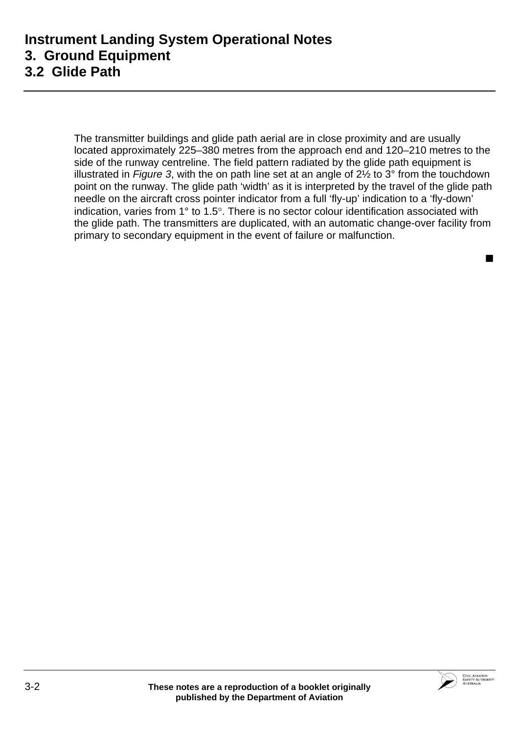# Instrument Landing System Operational Notes
## 3. Ground Equipment
### 3.2 Glide Path

The transmitter buildings and glide path aerial are in close proximity and are usually located approximately 225–380 metres from the approach end and 120–210 metres to the side of the runway centreline. The field pattern radiated by the glide path equipment is illustrated in *Figure 3*, with the on path line set at an angle of 2½ to 3° from the touchdown point on the runway. The glide path 'width' as it is interpreted by the travel of the glide path needle on the aircraft cross pointer indicator from a full 'fly-up' indication to a 'fly-down' indication, varies from 1° to 1.5°. There is no sector colour identification associated with the glide path. The transmitters are duplicated, with an automatic change-over facility from primary to secondary equipment in the event of failure or malfunction.

■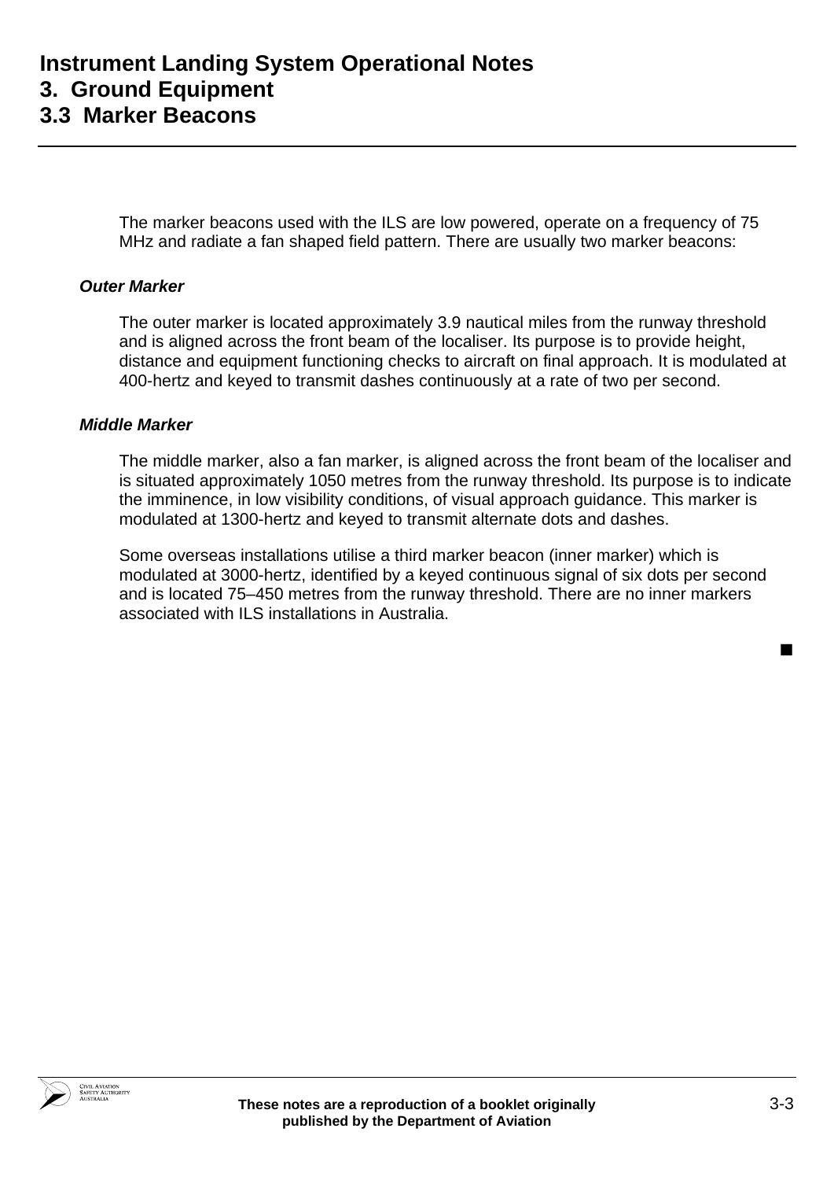# Instrument Landing System Operational Notes
## 3. Ground Equipment
### 3.3 Marker Beacons

The marker beacons used with the ILS are low powered, operate on a frequency of 75 MHz and radiate a fan shaped field pattern. There are usually two marker beacons:

***Outer Marker***

The outer marker is located approximately 3.9 nautical miles from the runway threshold and is aligned across the front beam of the localiser. Its purpose is to provide height, distance and equipment functioning checks to aircraft on final approach. It is modulated at 400-hertz and keyed to transmit dashes continuously at a rate of two per second.

***Middle Marker***

The middle marker, also a fan marker, is aligned across the front beam of the localiser and is situated approximately 1050 metres from the runway threshold. Its purpose is to indicate the imminence, in low visibility conditions, of visual approach guidance. This marker is modulated at 1300-hertz and keyed to transmit alternate dots and dashes.

Some overseas installations utilise a third marker beacon (inner marker) which is modulated at 3000-hertz, identified by a keyed continuous signal of six dots per second and is located 75–450 metres from the runway threshold. There are no inner markers associated with ILS installations in Australia.

■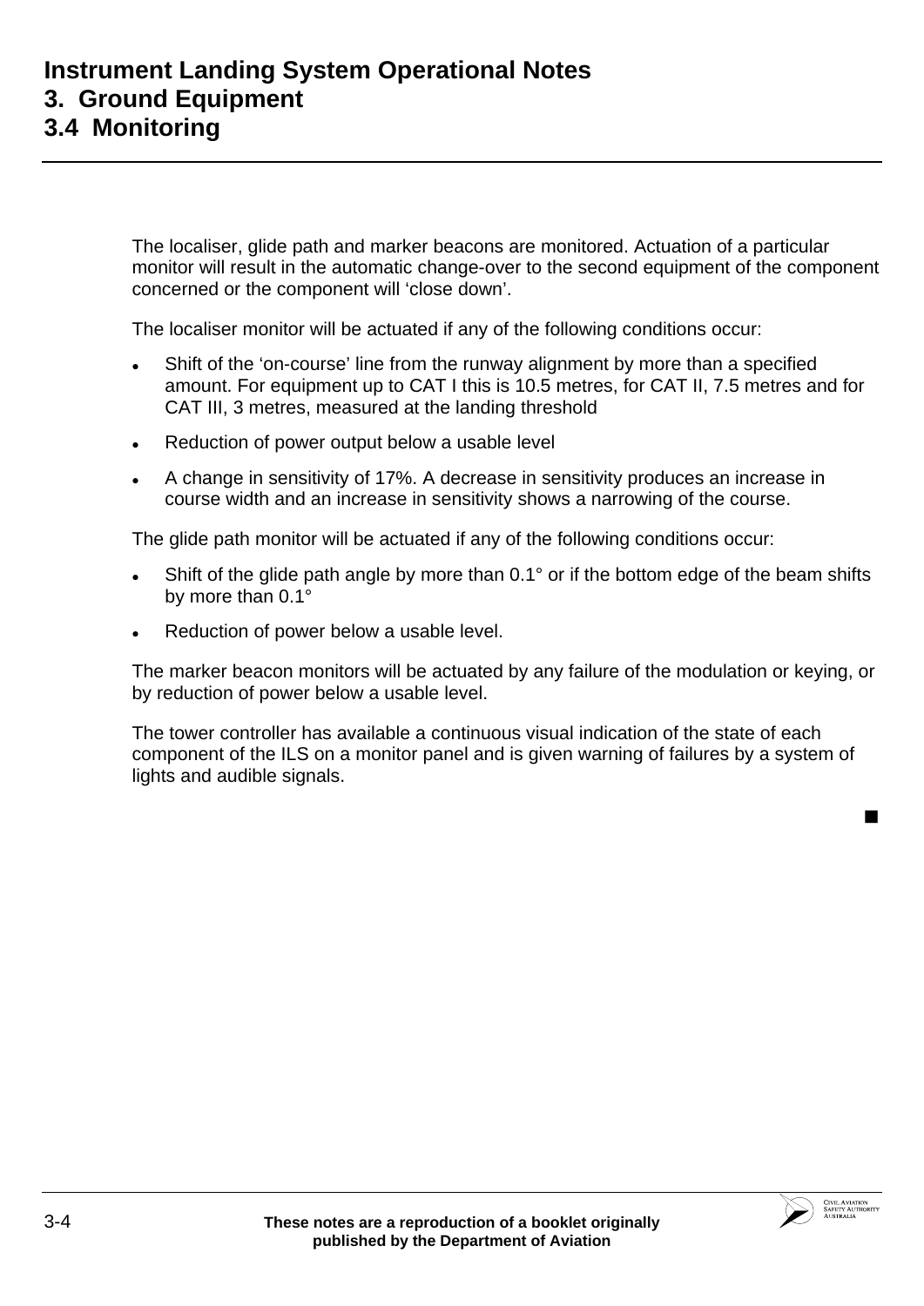# Instrument Landing System Operational Notes
## 3. Ground Equipment
### 3.4 Monitoring

The localiser, glide path and marker beacons are monitored. Actuation of a particular monitor will result in the automatic change-over to the second equipment of the component concerned or the component will 'close down'.

The localiser monitor will be actuated if any of the following conditions occur:

- Shift of the 'on-course' line from the runway alignment by more than a specified amount. For equipment up to CAT I this is 10.5 metres, for CAT II, 7.5 metres and for CAT III, 3 metres, measured at the landing threshold
- Reduction of power output below a usable level
- A change in sensitivity of 17%. A decrease in sensitivity produces an increase in course width and an increase in sensitivity shows a narrowing of the course.

The glide path monitor will be actuated if any of the following conditions occur:

- Shift of the glide path angle by more than 0.1° or if the bottom edge of the beam shifts by more than 0.1°
- Reduction of power below a usable level.

The marker beacon monitors will be actuated by any failure of the modulation or keying, or by reduction of power below a usable level.

The tower controller has available a continuous visual indication of the state of each component of the ILS on a monitor panel and is given warning of failures by a system of lights and audible signals.

■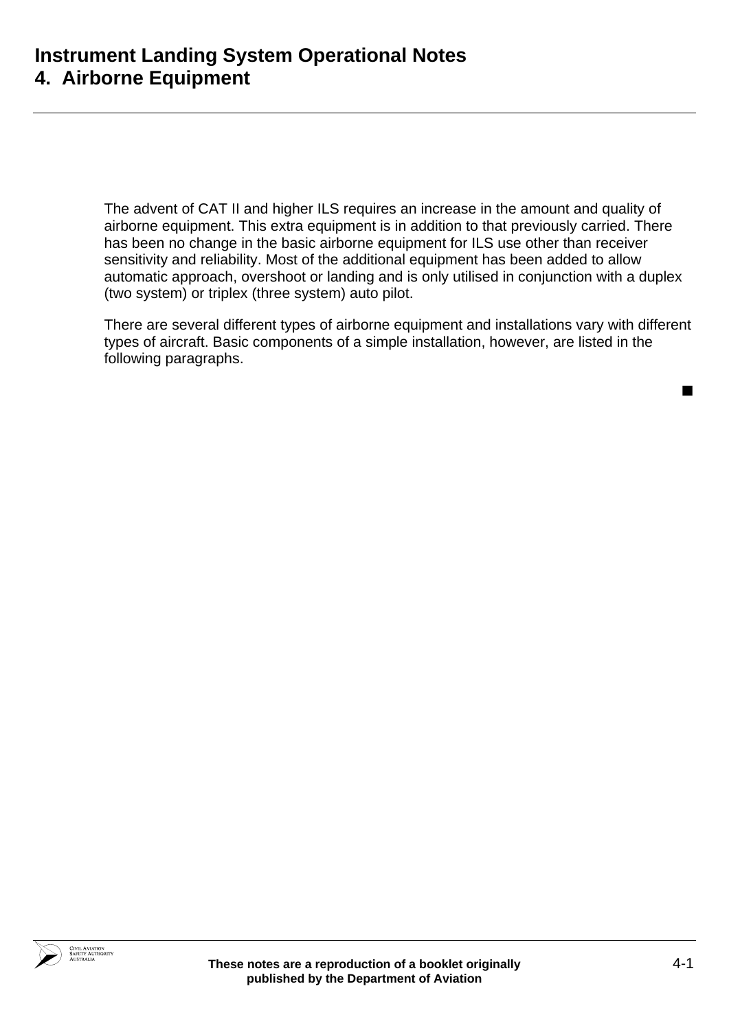# 4. Airborne Equipment

The advent of CAT II and higher ILS requires an increase in the amount and quality of airborne equipment. This extra equipment is in addition to that previously carried. There has been no change in the basic airborne equipment for ILS use other than receiver sensitivity and reliability. Most of the additional equipment has been added to allow automatic approach, overshoot or landing and is only utilised in conjunction with a duplex (two system) or triplex (three system) auto pilot.

There are several different types of airborne equipment and installations vary with different types of aircraft. Basic components of a simple installation, however, are listed in the following paragraphs.

■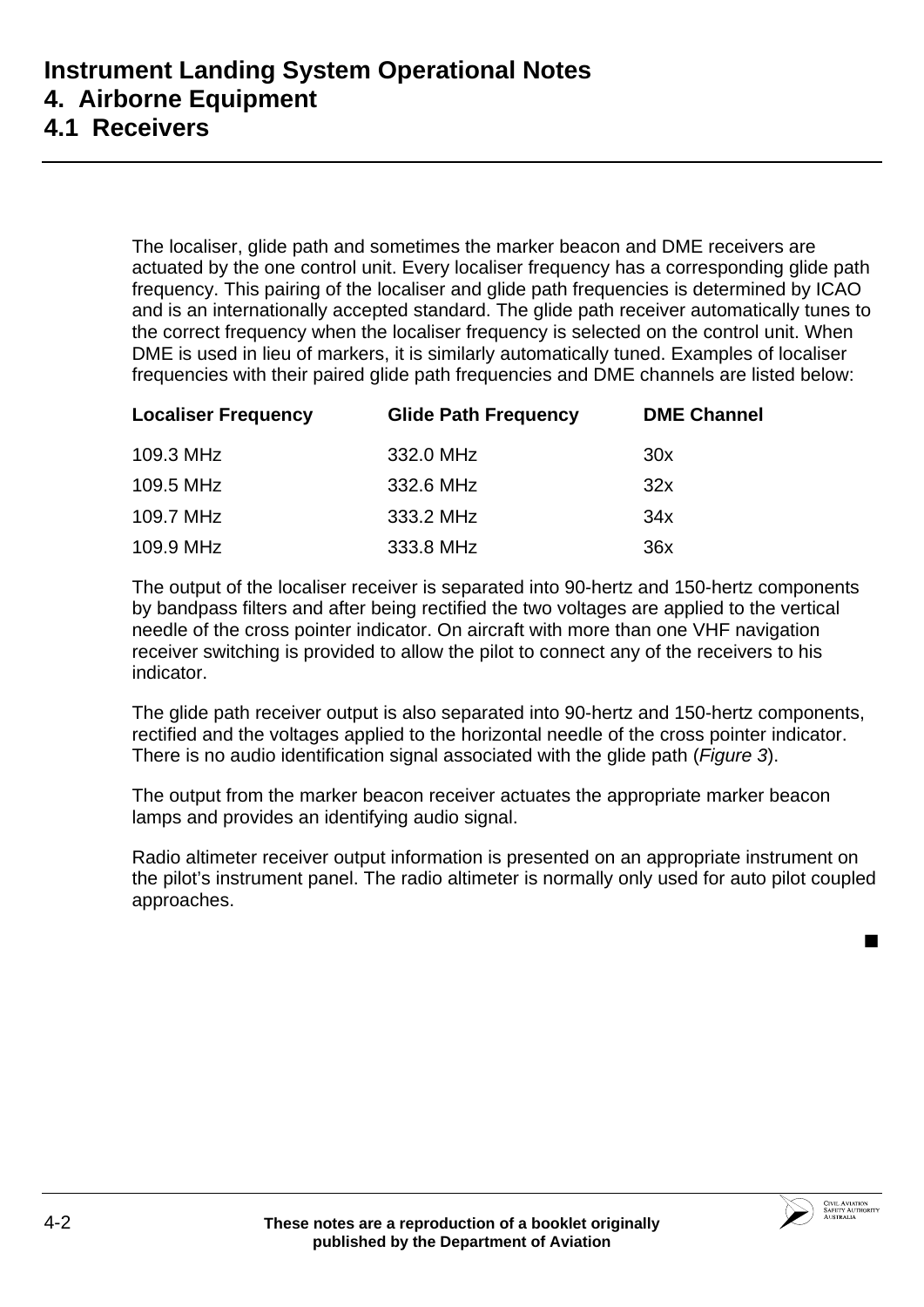# Instrument Landing System Operational Notes
## 4. Airborne Equipment
### 4.1 Receivers

The localiser, glide path and sometimes the marker beacon and DME receivers are actuated by the one control unit. Every localiser frequency has a corresponding glide path frequency. This pairing of the localiser and glide path frequencies is determined by ICAO and is an internationally accepted standard. The glide path receiver automatically tunes to the correct frequency when the localiser frequency is selected on the control unit. When DME is used in lieu of markers, it is similarly automatically tuned. Examples of localiser frequencies with their paired glide path frequencies and DME channels are listed below:

| Localiser Frequency | Glide Path Frequency | DME Channel |
|---|---|---|
| 109.3 MHz | 332.0 MHz | 30x |
| 109.5 MHz | 332.6 MHz | 32x |
| 109.7 MHz | 333.2 MHz | 34x |
| 109.9 MHz | 333.8 MHz | 36x |

The output of the localiser receiver is separated into 90-hertz and 150-hertz components by bandpass filters and after being rectified the two voltages are applied to the vertical needle of the cross pointer indicator. On aircraft with more than one VHF navigation receiver switching is provided to allow the pilot to connect any of the receivers to his indicator.

The glide path receiver output is also separated into 90-hertz and 150-hertz components, rectified and the voltages applied to the horizontal needle of the cross pointer indicator. There is no audio identification signal associated with the glide path (*Figure 3*).

The output from the marker beacon receiver actuates the appropriate marker beacon lamps and provides an identifying audio signal.

Radio altimeter receiver output information is presented on an appropriate instrument on the pilot's instrument panel. The radio altimeter is normally only used for auto pilot coupled approaches.

■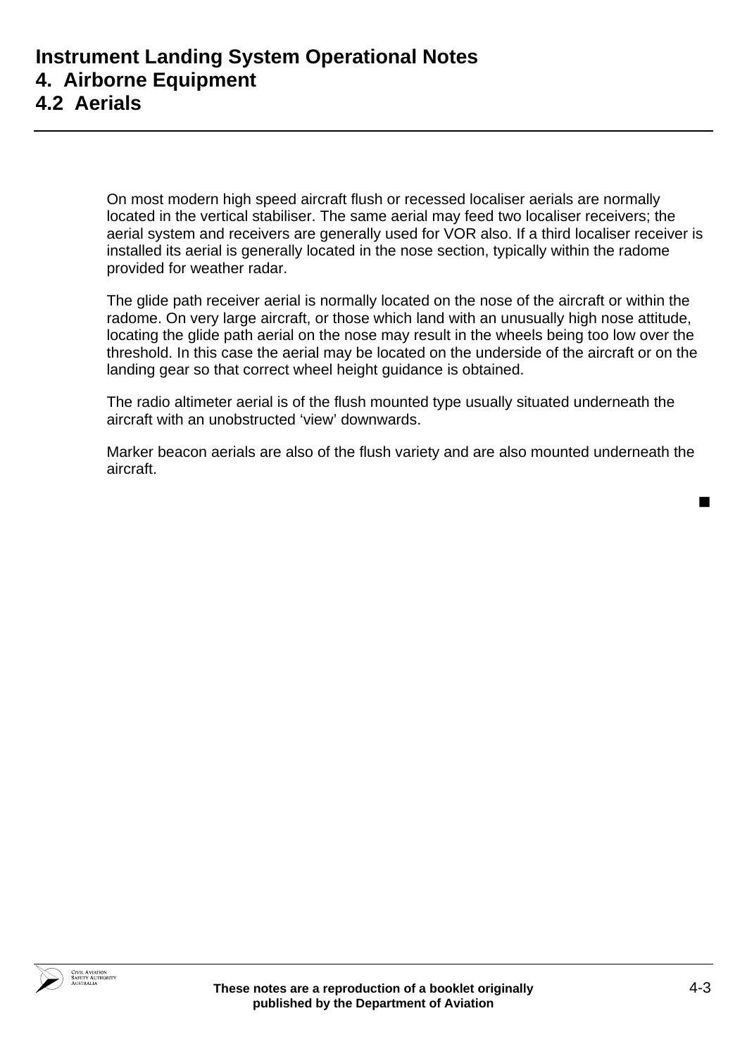# Instrument Landing System Operational Notes
## 4. Airborne Equipment
### 4.2 Aerials

On most modern high speed aircraft flush or recessed localiser aerials are normally located in the vertical stabiliser. The same aerial may feed two localiser receivers; the aerial system and receivers are generally used for VOR also. If a third localiser receiver is installed its aerial is generally located in the nose section, typically within the radome provided for weather radar.

The glide path receiver aerial is normally located on the nose of the aircraft or within the radome. On very large aircraft, or those which land with an unusually high nose attitude, locating the glide path aerial on the nose may result in the wheels being too low over the threshold. In this case the aerial may be located on the underside of the aircraft or on the landing gear so that correct wheel height guidance is obtained.

The radio altimeter aerial is of the flush mounted type usually situated underneath the aircraft with an unobstructed 'view' downwards.

Marker beacon aerials are also of the flush variety and are also mounted underneath the aircraft.

■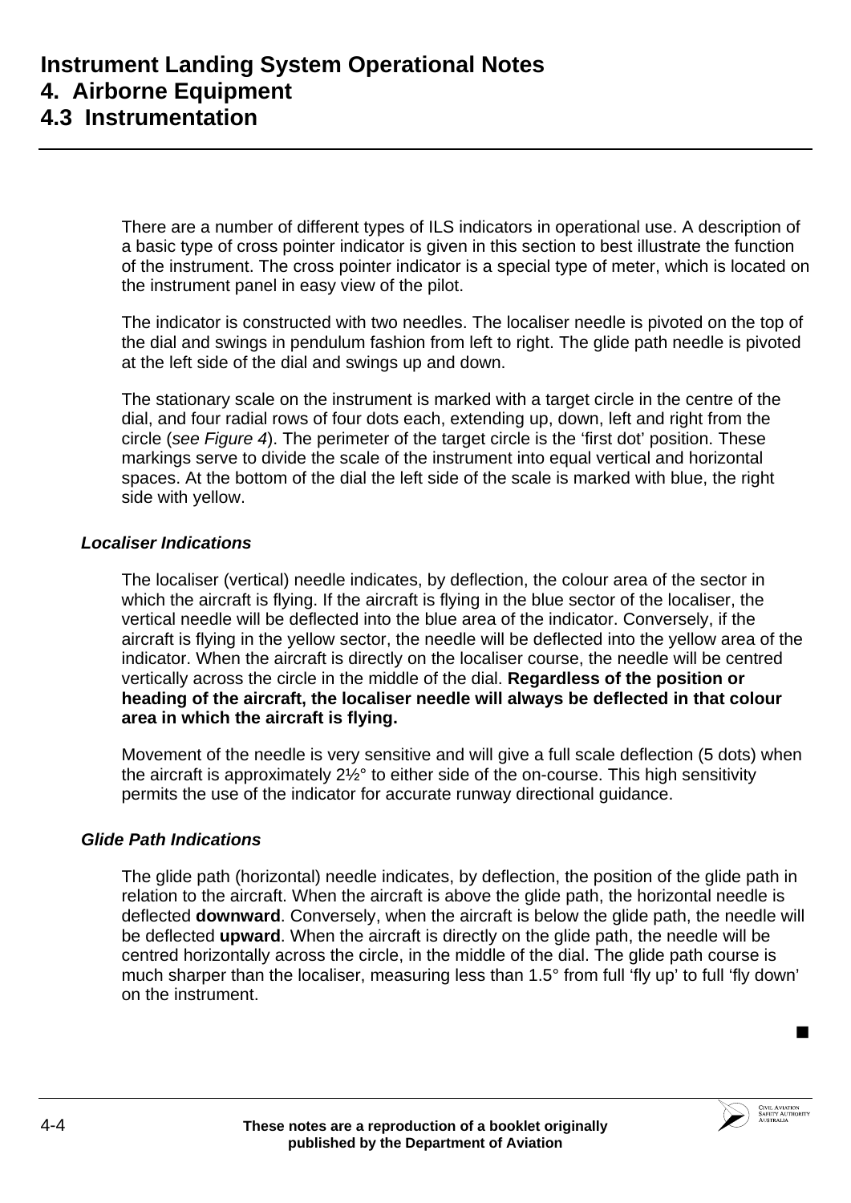# Instrument Landing System Operational Notes
## 4. Airborne Equipment
## 4.3 Instrumentation

There are a number of different types of ILS indicators in operational use. A description of a basic type of cross pointer indicator is given in this section to best illustrate the function of the instrument. The cross pointer indicator is a special type of meter, which is located on the instrument panel in easy view of the pilot.

The indicator is constructed with two needles. The localiser needle is pivoted on the top of the dial and swings in pendulum fashion from left to right. The glide path needle is pivoted at the left side of the dial and swings up and down.

The stationary scale on the instrument is marked with a target circle in the centre of the dial, and four radial rows of four dots each, extending up, down, left and right from the circle (*see Figure 4*). The perimeter of the target circle is the 'first dot' position. These markings serve to divide the scale of the instrument into equal vertical and horizontal spaces. At the bottom of the dial the left side of the scale is marked with blue, the right side with yellow.

### *Localiser Indications*

The localiser (vertical) needle indicates, by deflection, the colour area of the sector in which the aircraft is flying. If the aircraft is flying in the blue sector of the localiser, the vertical needle will be deflected into the blue area of the indicator. Conversely, if the aircraft is flying in the yellow sector, the needle will be deflected into the yellow area of the indicator. When the aircraft is directly on the localiser course, the needle will be centred vertically across the circle in the middle of the dial. **Regardless of the position or heading of the aircraft, the localiser needle will always be deflected in that colour area in which the aircraft is flying.**

Movement of the needle is very sensitive and will give a full scale deflection (5 dots) when the aircraft is approximately 2½° to either side of the on-course. This high sensitivity permits the use of the indicator for accurate runway directional guidance.

### *Glide Path Indications*

The glide path (horizontal) needle indicates, by deflection, the position of the glide path in relation to the aircraft. When the aircraft is above the glide path, the horizontal needle is deflected **downward**. Conversely, when the aircraft is below the glide path, the needle will be deflected **upward**. When the aircraft is directly on the glide path, the needle will be centred horizontally across the circle, in the middle of the dial. The glide path course is much sharper than the localiser, measuring less than 1.5° from full 'fly up' to full 'fly down' on the instrument.

■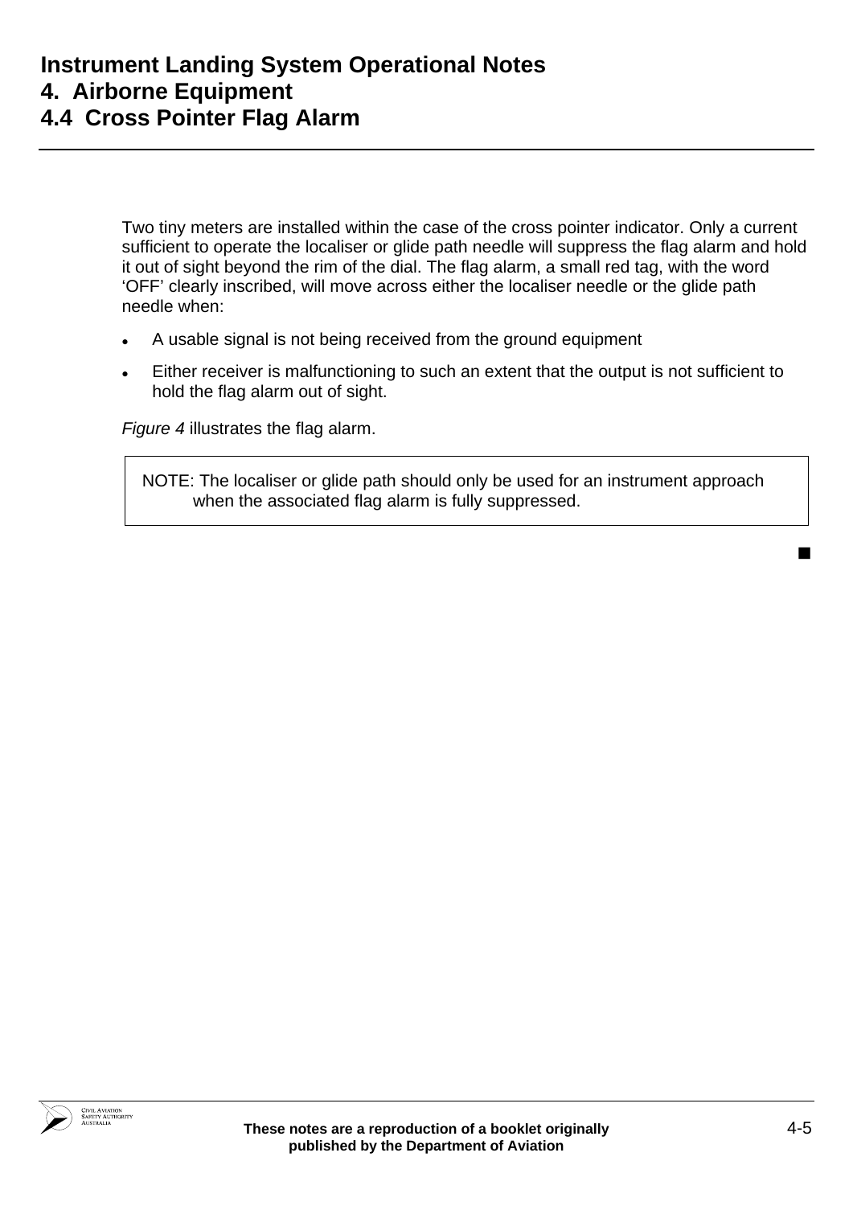# Instrument Landing System Operational Notes
## 4. Airborne Equipment
### 4.4 Cross Pointer Flag Alarm

Two tiny meters are installed within the case of the cross pointer indicator. Only a current sufficient to operate the localiser or glide path needle will suppress the flag alarm and hold it out of sight beyond the rim of the dial. The flag alarm, a small red tag, with the word 'OFF' clearly inscribed, will move across either the localiser needle or the glide path needle when:

- A usable signal is not being received from the ground equipment
- Either receiver is malfunctioning to such an extent that the output is not sufficient to hold the flag alarm out of sight.

*Figure 4* illustrates the flag alarm.

> NOTE: The localiser or glide path should only be used for an instrument approach when the associated flag alarm is fully suppressed.

■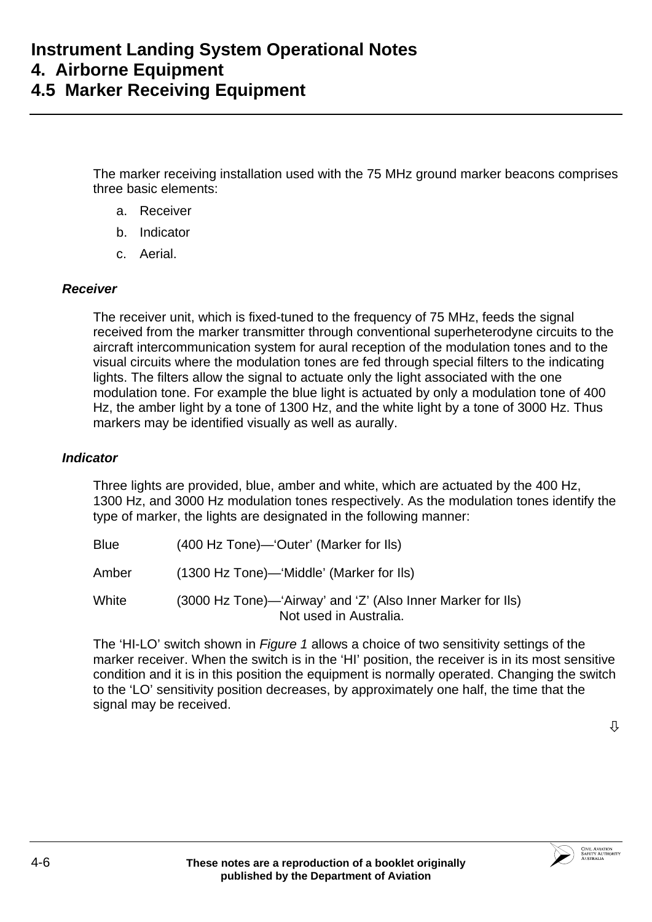# Instrument Landing System Operational Notes
## 4. Airborne Equipment
### 4.5 Marker Receiving Equipment

The marker receiving installation used with the 75 MHz ground marker beacons comprises three basic elements:

a. Receiver

b. Indicator

c. Aerial.

#### *Receiver*

The receiver unit, which is fixed-tuned to the frequency of 75 MHz, feeds the signal received from the marker transmitter through conventional superheterodyne circuits to the aircraft intercommunication system for aural reception of the modulation tones and to the visual circuits where the modulation tones are fed through special filters to the indicating lights. The filters allow the signal to actuate only the light associated with the one modulation tone. For example the blue light is actuated by only a modulation tone of 400 Hz, the amber light by a tone of 1300 Hz, and the white light by a tone of 3000 Hz. Thus markers may be identified visually as well as aurally.

#### *Indicator*

Three lights are provided, blue, amber and white, which are actuated by the 400 Hz, 1300 Hz, and 3000 Hz modulation tones respectively. As the modulation tones identify the type of marker, the lights are designated in the following manner:

| | |
|---|---|
| Blue | (400 Hz Tone)—'Outer' (Marker for Ils) |
| Amber | (1300 Hz Tone)—'Middle' (Marker for Ils) |
| White | (3000 Hz Tone)—'Airway' and 'Z' (Also Inner Marker for Ils) Not used in Australia. |

The 'HI-LO' switch shown in *Figure 1* allows a choice of two sensitivity settings of the marker receiver. When the switch is in the 'HI' position, the receiver is in its most sensitive condition and it is in this position the equipment is normally operated. Changing the switch to the 'LO' sensitivity position decreases, by approximately one half, the time that the signal may be received.

⇩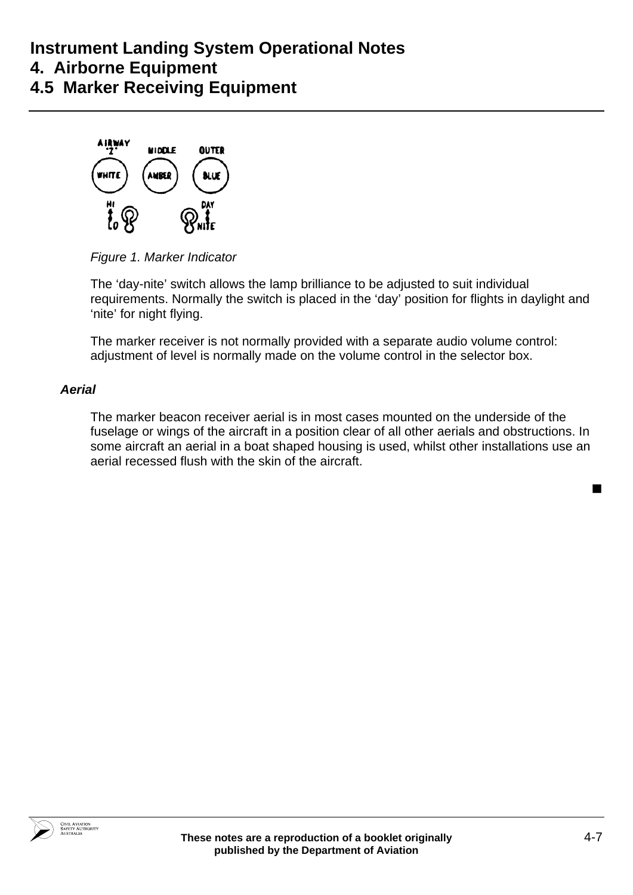# Instrument Landing System Operational Notes
## 4. Airborne Equipment
## 4.5 Marker Receiving Equipment

*Figure 1. Marker Indicator*

The ‘day-nite’ switch allows the lamp brilliance to be adjusted to suit individual requirements. Normally the switch is placed in the ‘day’ position for flights in daylight and ‘nite’ for night flying.

The marker receiver is not normally provided with a separate audio volume control: adjustment of level is normally made on the volume control in the selector box.

### *Aerial*

The marker beacon receiver aerial is in most cases mounted on the underside of the fuselage or wings of the aircraft in a position clear of all other aerials and obstructions. In some aircraft an aerial in a boat shaped housing is used, whilst other installations use an aerial recessed flush with the skin of the aircraft.

■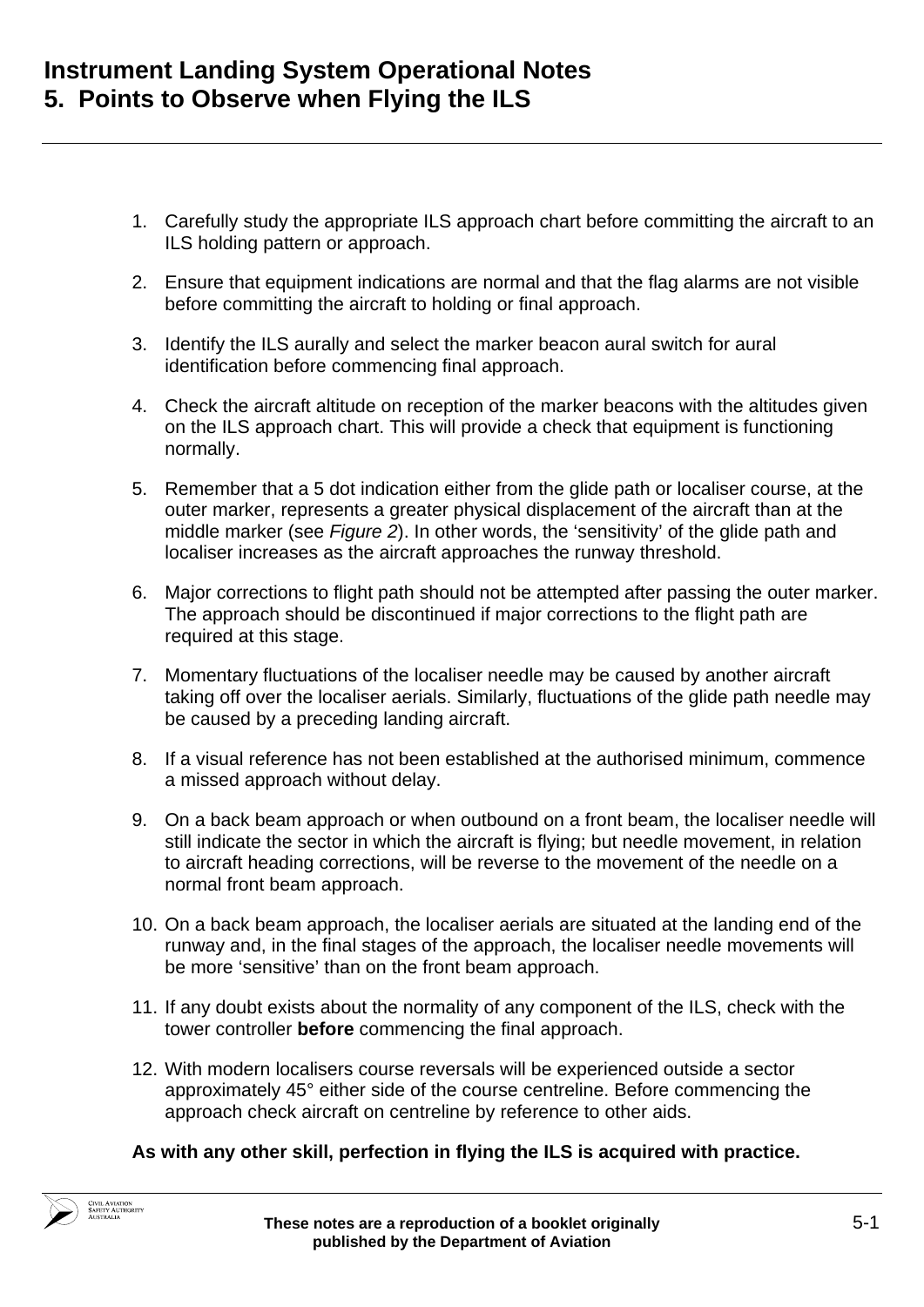# Instrument Landing System Operational Notes
# 5. Points to Observe when Flying the ILS

1. Carefully study the appropriate ILS approach chart before committing the aircraft to an ILS holding pattern or approach.

2. Ensure that equipment indications are normal and that the flag alarms are not visible before committing the aircraft to holding or final approach.

3. Identify the ILS aurally and select the marker beacon aural switch for aural identification before commencing final approach.

4. Check the aircraft altitude on reception of the marker beacons with the altitudes given on the ILS approach chart. This will provide a check that equipment is functioning normally.

5. Remember that a 5 dot indication either from the glide path or localiser course, at the outer marker, represents a greater physical displacement of the aircraft than at the middle marker (see *Figure 2*). In other words, the 'sensitivity' of the glide path and localiser increases as the aircraft approaches the runway threshold.

6. Major corrections to flight path should not be attempted after passing the outer marker. The approach should be discontinued if major corrections to the flight path are required at this stage.

7. Momentary fluctuations of the localiser needle may be caused by another aircraft taking off over the localiser aerials. Similarly, fluctuations of the glide path needle may be caused by a preceding landing aircraft.

8. If a visual reference has not been established at the authorised minimum, commence a missed approach without delay.

9. On a back beam approach or when outbound on a front beam, the localiser needle will still indicate the sector in which the aircraft is flying; but needle movement, in relation to aircraft heading corrections, will be reverse to the movement of the needle on a normal front beam approach.

10. On a back beam approach, the localiser aerials are situated at the landing end of the runway and, in the final stages of the approach, the localiser needle movements will be more 'sensitive' than on the front beam approach.

11. If any doubt exists about the normality of any component of the ILS, check with the tower controller **before** commencing the final approach.

12. With modern localisers course reversals will be experienced outside a sector approximately 45° either side of the course centreline. Before commencing the approach check aircraft on centreline by reference to other aids.

**As with any other skill, perfection in flying the ILS is acquired with practice.**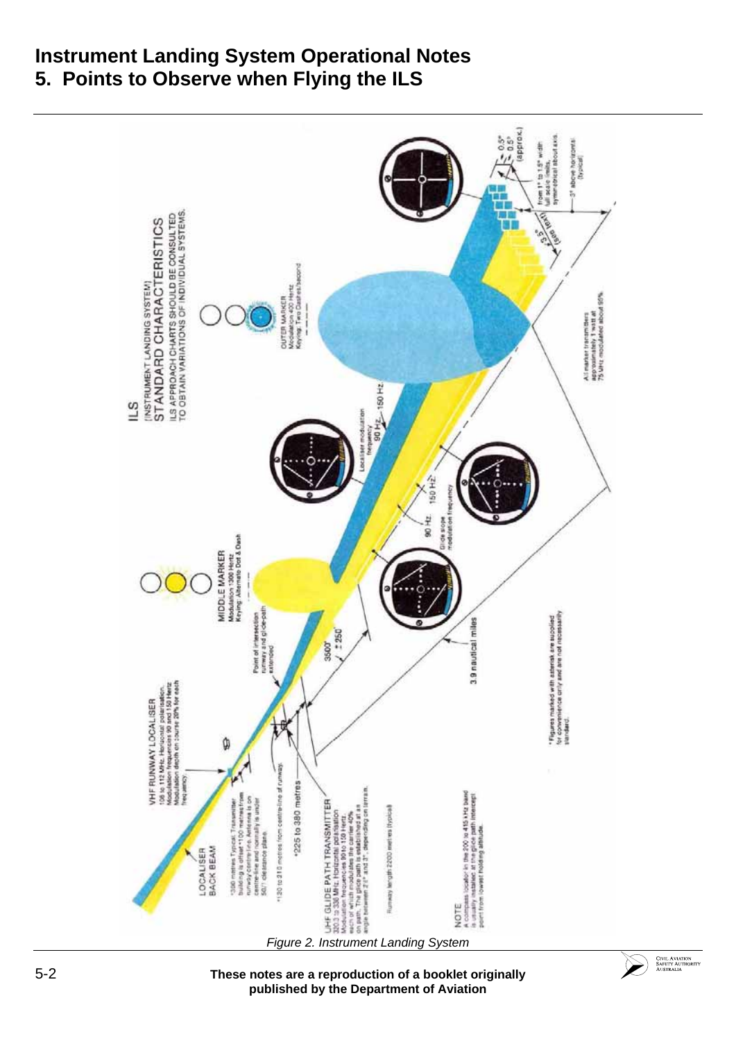# Instrument Landing System Operational Notes

## 5. Points to Observe when Flying the ILS

*Figure 2. Instrument Landing System*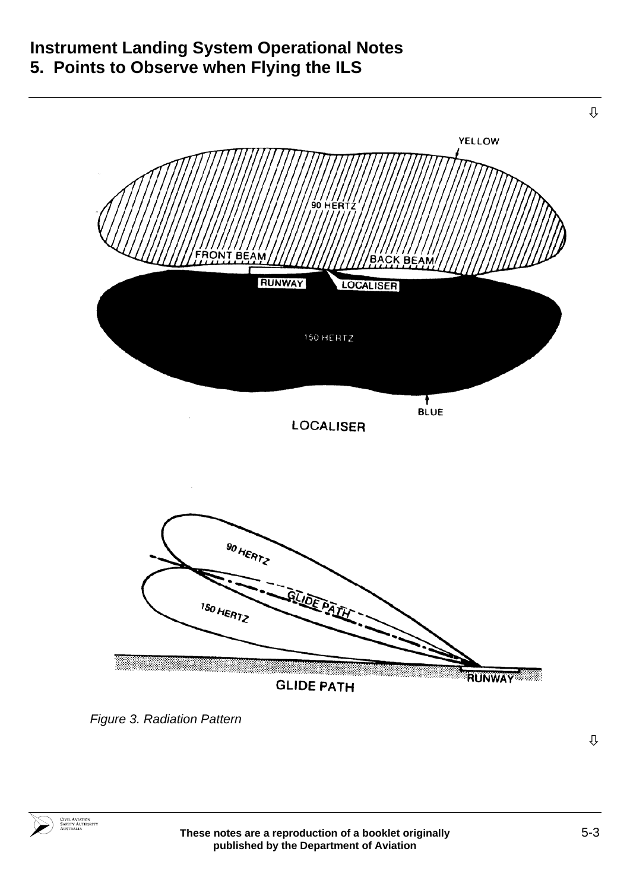# Instrument Landing System Operational Notes

## 5. Points to Observe when Flying the ILS

*Figure 3. Radiation Pattern*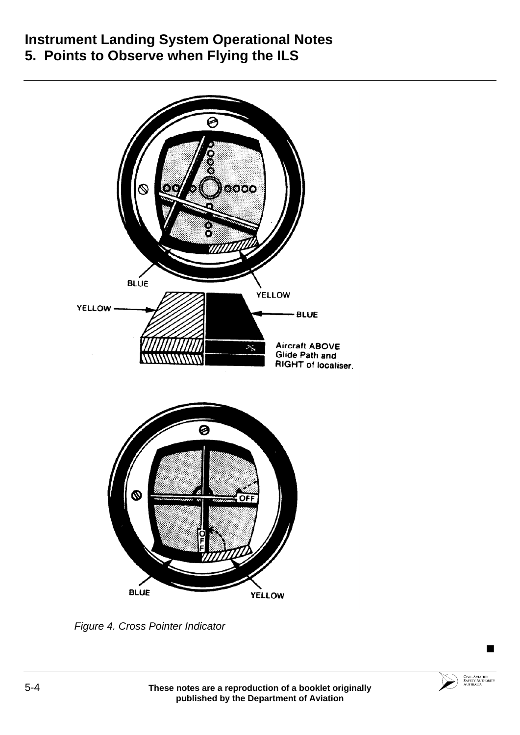# Instrument Landing System Operational Notes
## 5. Points to Observe when Flying the ILS

BLUE

YELLOW

YELLOW

BLUE

Aircraft ABOVE Glide Path and RIGHT of localiser.

OFF

OFF

BLUE

YELLOW

*Figure 4. Cross Pointer Indicator*